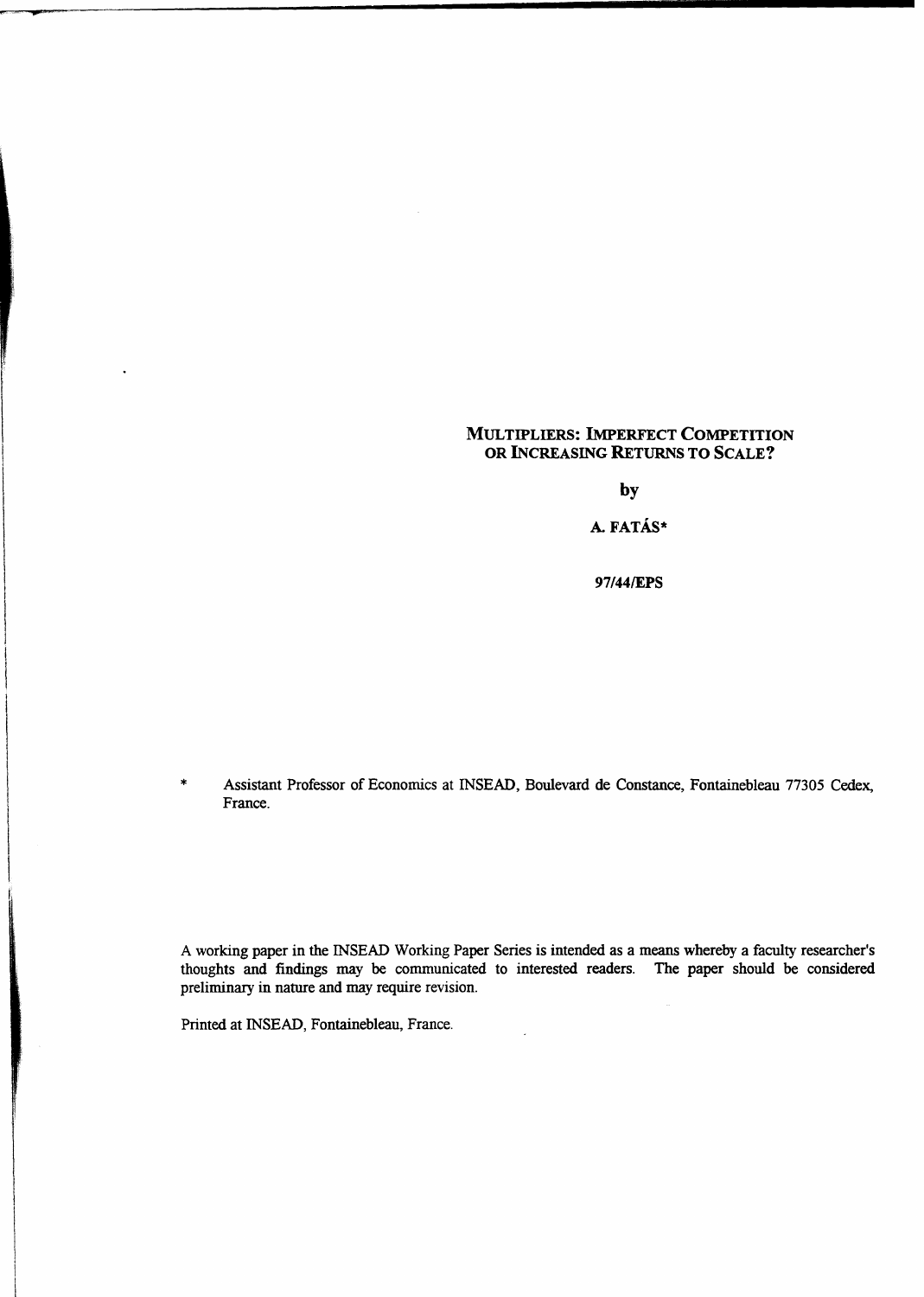# MULTIPLIERS: IMPERFECT COMPETITION OR INCREASING RETURNS TO SCALE?

by

A. FATÁS*

97/44/EPS

\* Assistant Professor of Economics at INSEAD, Boulevard de Constance, Fontainebleau 77305 Cedex, France.

A working paper in the INSEAD Working Paper Series is intended as a means whereby a faculty researcher's thoughts and findings may be communicated to interested readers. The paper should be considered preliminary in nature and may require revision.

Printed at INSEAD, Fontainebleau, France.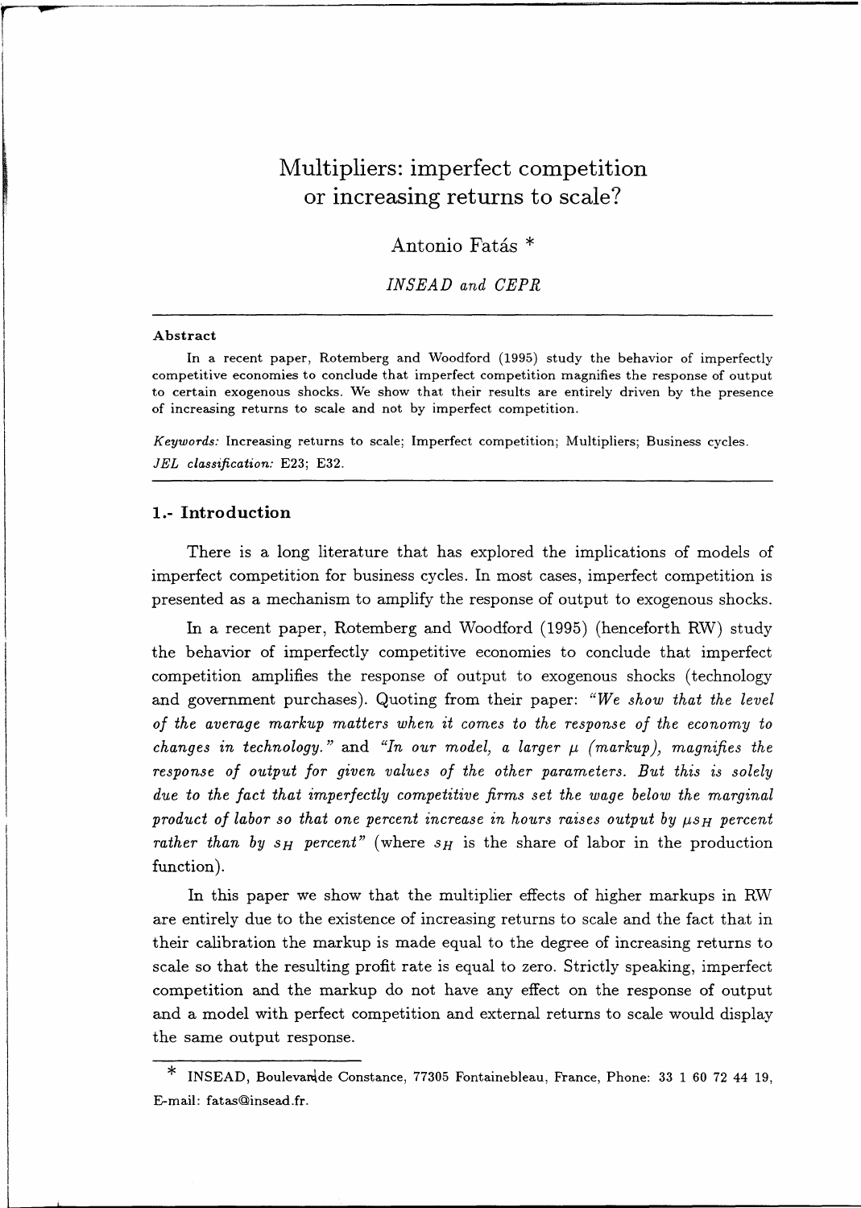# Multipliers: imperfect competition or increasing returns to scale?

Antonio Fatás *

*INSEAD and CEPR*

---

**Abstract**

In a recent paper, Rotemberg and Woodford (1995) study the behavior of imperfectly competitive economies to conclude that imperfect competition magnifies the response of output to certain exogenous shocks. We show that their results are entirely driven by the presence of increasing returns to scale and not by imperfect competition.

*Keywords:* Increasing returns to scale; Imperfect competition; Multipliers; Business cycles.
*JEL classification:* E23; E32.

---

## 1.- Introduction

There is a long literature that has explored the implications of models of imperfect competition for business cycles. In most cases, imperfect competition is presented as a mechanism to amplify the response of output to exogenous shocks.

In a recent paper, Rotemberg and Woodford (1995) (henceforth RW) study the behavior of imperfectly competitive economies to conclude that imperfect competition amplifies the response of output to exogenous shocks (technology and government purchases). Quoting from their paper: *"We show that the level of the average markup matters when it comes to the response of the economy to changes in technology."* and *"In our model, a larger $\mu$ (markup), magnifies the response of output for given values of the other parameters. But this is solely due to the fact that imperfectly competitive firms set the wage below the marginal product of labor so that one percent increase in hours raises output by $\mu s_H$ percent rather than by $s_H$ percent"* (where $s_H$ is the share of labor in the production function).

In this paper we show that the multiplier effects of higher markups in RW are entirely due to the existence of increasing returns to scale and the fact that in their calibration the markup is made equal to the degree of increasing returns to scale so that the resulting profit rate is equal to zero. Strictly speaking, imperfect competition and the markup do not have any effect on the response of output and a model with perfect competition and external returns to scale would display the same output response.

---

\* INSEAD, Boulevard de Constance, 77305 Fontainebleau, France, Phone: 33 1 60 72 44 19, E-mail: fatas@insead.fr.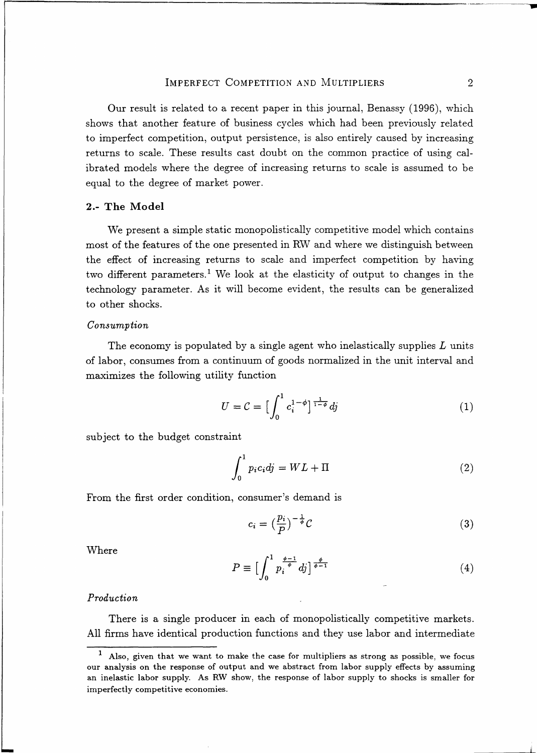Our result is related to a recent paper in this journal, Benassy (1996), which shows that another feature of business cycles which had been previously related to imperfect competition, output persistence, is also entirely caused by increasing returns to scale. These results cast doubt on the common practice of using calibrated models where the degree of increasing returns to scale is assumed to be equal to the degree of market power.

## 2.- The Model

We present a simple static monopolistically competitive model which contains most of the features of the one presented in RW and where we distinguish between the effect of increasing returns to scale and imperfect competition by having two different parameters.[1] We look at the elasticity of output to changes in the technology parameter. As it will become evident, the results can be generalized to other shocks.

*Consumption*

The economy is populated by a single agent who inelastically supplies $L$ units of labor, consumes from a continuum of goods normalized in the unit interval and maximizes the following utility function

$$U = C = \Big[\int_0^1 c_i^{1-\phi}\Big]^{\frac{1}{1-\phi}} dj \tag{1}$$

subject to the budget constraint

$$\int_0^1 p_i c_i dj = WL + \Pi \tag{2}$$

From the first order condition, consumer's demand is

$$c_i = \Big(\frac{p_i}{P}\Big)^{-\frac{1}{\phi}} C \tag{3}$$

Where

$$P \equiv \Big[\int_0^1 p_i^{\frac{\phi-1}{\phi}} dj\Big]^{\frac{\phi}{\phi-1}} \tag{4}$$

*Production*

There is a single producer in each of monopolistically competitive markets. All firms have identical production functions and they use labor and intermediate

---

[1] Also, given that we want to make the case for multipliers as strong as possible, we focus our analysis on the response of output and we abstract from labor supply effects by assuming an inelastic labor supply. As RW show, the response of labor supply to shocks is smaller for imperfectly competitive economies.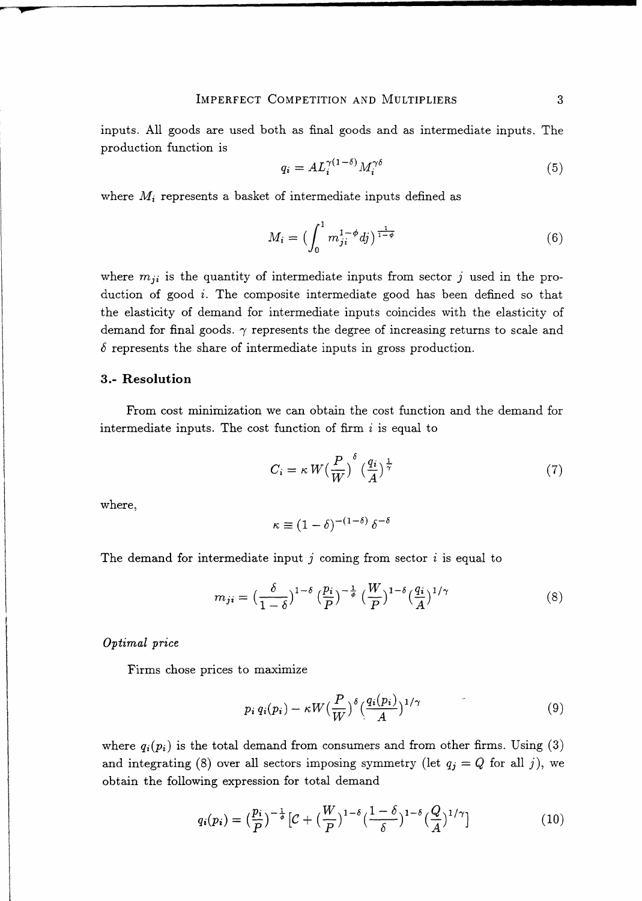inputs. All goods are used both as final goods and as intermediate inputs. The production function is

$$q_i = AL_i^{\gamma(1-\delta)} M_i^{\gamma\delta} \tag{5}$$

where $M_i$ represents a basket of intermediate inputs defined as

$$M_i = \Big(\int_0^1 m_{ji}^{1-\phi} dj\Big)^{\frac{1}{1-\phi}} \tag{6}$$

where $m_{ji}$ is the quantity of intermediate inputs from sector $j$ used in the production of good $i$. The composite intermediate good has been defined so that the elasticity of demand for intermediate inputs coincides with the elasticity of demand for final goods. $\gamma$ represents the degree of increasing returns to scale and $\delta$ represents the share of intermediate inputs in gross production.

### 3.- Resolution

From cost minimization we can obtain the cost function and the demand for intermediate inputs. The cost function of firm $i$ is equal to

$$C_i = \kappa\, W\Big(\frac{P}{W}\Big)^{\delta} \Big(\frac{q_i}{A}\Big)^{\frac{1}{\gamma}} \tag{7}$$

where,

$$\kappa \equiv (1-\delta)^{-(1-\delta)}\, \delta^{-\delta}$$

The demand for intermediate input $j$ coming from sector $i$ is equal to

$$m_{ji} = \Big(\frac{\delta}{1-\delta}\Big)^{1-\delta} \Big(\frac{p_i}{P}\Big)^{-\frac{1}{\phi}} \Big(\frac{W}{P}\Big)^{1-\delta} \Big(\frac{q_i}{A}\Big)^{1/\gamma} \tag{8}$$

*Optimal price*

Firms chose prices to maximize

$$p_i\, q_i(p_i) - \kappa W\Big(\frac{P}{W}\Big)^{\delta} \Big(\frac{q_i(p_i)}{A}\Big)^{1/\gamma} \tag{9}$$

where $q_i(p_i)$ is the total demand from consumers and from other firms. Using (3) and integrating (8) over all sectors imposing symmetry (let $q_j = Q$ for all $j$), we obtain the following expression for total demand

$$q_i(p_i) = \Big(\frac{p_i}{P}\Big)^{-\frac{1}{\phi}} \Big[\mathcal{C} + \Big(\frac{W}{P}\Big)^{1-\delta} \Big(\frac{1-\delta}{\delta}\Big)^{1-\delta} \Big(\frac{Q}{A}\Big)^{1/\gamma}\Big] \tag{10}$$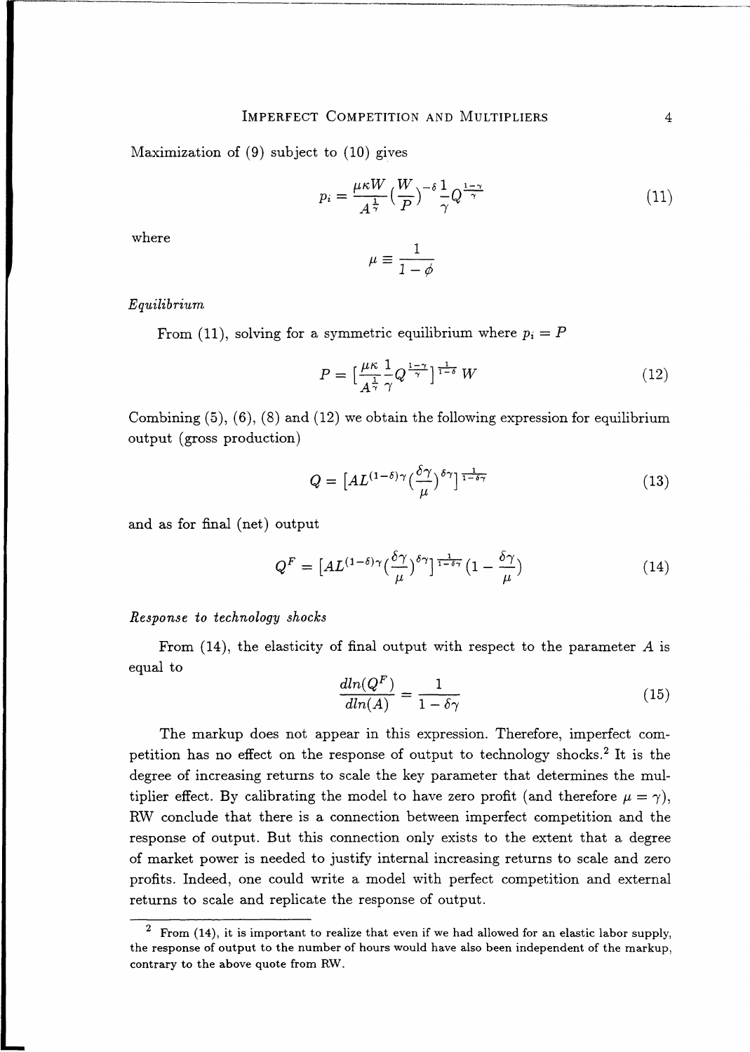Maximization of (9) subject to (10) gives

$$p_i = \frac{\mu \kappa W}{A^{\frac{1}{\gamma}}} \left(\frac{W}{P}\right)^{-\delta} \frac{1}{\gamma} Q^{\frac{1-\gamma}{\gamma}} \tag{11}$$

where

$$\mu \equiv \frac{1}{1-\phi}$$

*Equilibrium*

From (11), solving for a symmetric equilibrium where $p_i = P$

$$P = \left[\frac{\mu \kappa}{A^{\frac{1}{\gamma}}} \frac{1}{\gamma} Q^{\frac{1-\gamma}{\gamma}}\right]^{\frac{1}{1-\delta}} W \tag{12}$$

Combining (5), (6), (8) and (12) we obtain the following expression for equilibrium output (gross production)

$$Q = \left[A L^{(1-\delta)\gamma} \left(\frac{\delta \gamma}{\mu}\right)^{\delta \gamma}\right]^{\frac{1}{1-\delta\gamma}} \tag{13}$$

and as for final (net) output

$$Q^F = \left[A L^{(1-\delta)\gamma} \left(\frac{\delta \gamma}{\mu}\right)^{\delta \gamma}\right]^{\frac{1}{1-\delta\gamma}} \left(1 - \frac{\delta\gamma}{\mu}\right) \tag{14}$$

*Response to technology shocks*

From (14), the elasticity of final output with respect to the parameter $A$ is equal to

$$\frac{dln(Q^F)}{dln(A)} = \frac{1}{1 - \delta\gamma} \tag{15}$$

The markup does not appear in this expression. Therefore, imperfect competition has no effect on the response of output to technology shocks.[2] It is the degree of increasing returns to scale the key parameter that determines the multiplier effect. By calibrating the model to have zero profit (and therefore $\mu = \gamma$), RW conclude that there is a connection between imperfect competition and the response of output. But this connection only exists to the extent that a degree of market power is needed to justify internal increasing returns to scale and zero profits. Indeed, one could write a model with perfect competition and external returns to scale and replicate the response of output.

[2] From (14), it is important to realize that even if we had allowed for an elastic labor supply, the response of output to the number of hours would have also been independent of the markup, contrary to the above quote from RW.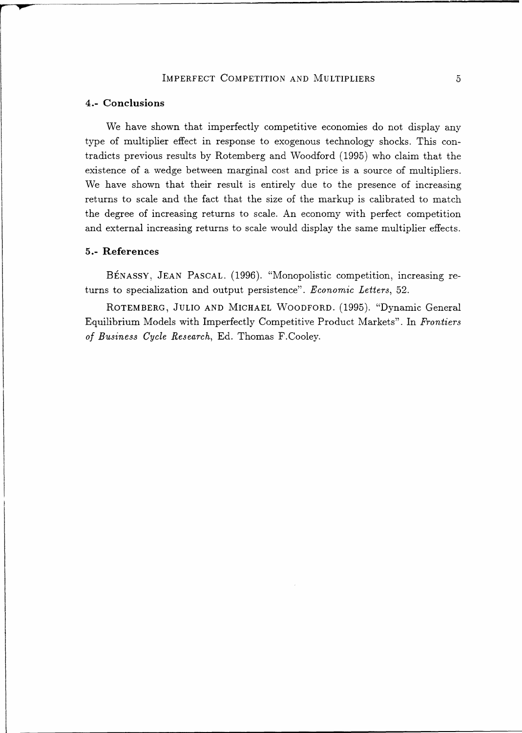## 4.- Conclusions

We have shown that imperfectly competitive economies do not display any type of multiplier effect in response to exogenous technology shocks. This contradicts previous results by Rotemberg and Woodford (1995) who claim that the existence of a wedge between marginal cost and price is a source of multipliers. We have shown that their result is entirely due to the presence of increasing returns to scale and the fact that the size of the markup is calibrated to match the degree of increasing returns to scale. An economy with perfect competition and external increasing returns to scale would display the same multiplier effects.

## 5.- References

BÉNASSY, JEAN PASCAL. (1996). "Monopolistic competition, increasing returns to specialization and output persistence". *Economic Letters*, 52.

ROTEMBERG, JULIO AND MICHAEL WOODFORD. (1995). "Dynamic General Equilibrium Models with Imperfectly Competitive Product Markets". In *Frontiers of Business Cycle Research*, Ed. Thomas F.Cooley.